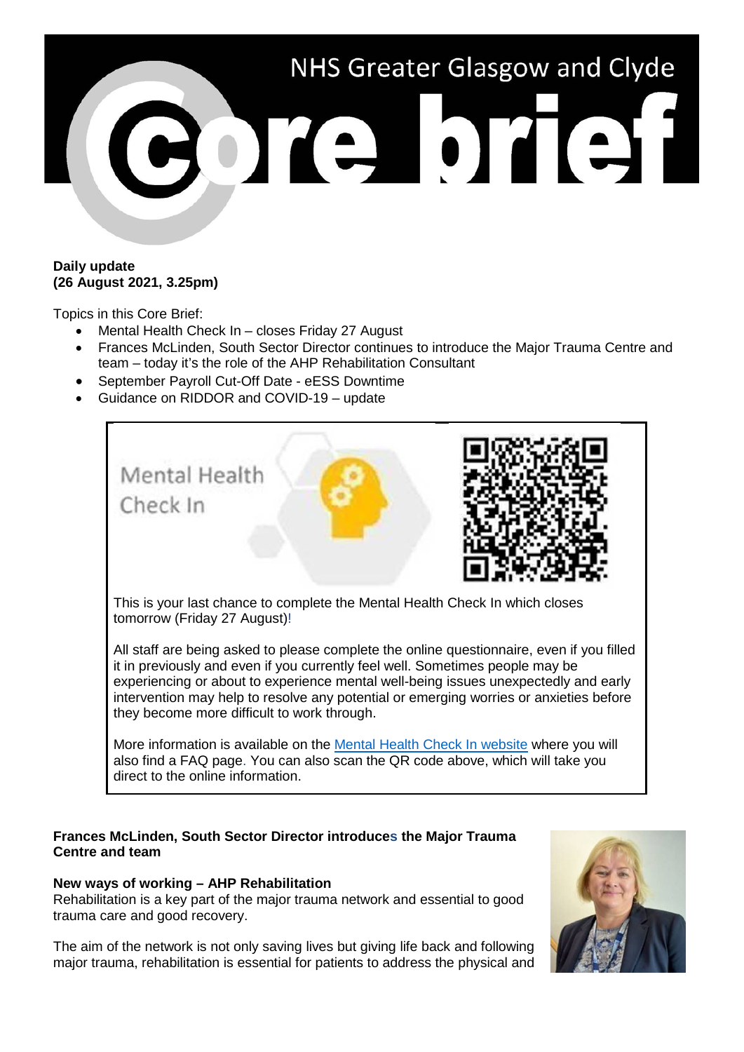# NHS Greater Glasgow and Clyde Core brief

**Daily update**
**(26 August 2021, 3.25pm)**

Topics in this Core Brief:

- Mental Health Check In – closes Friday 27 August
- Frances McLinden, South Sector Director continues to introduce the Major Trauma Centre and team – today it's the role of the AHP Rehabilitation Consultant
- September Payroll Cut-Off Date - eESS Downtime
- Guidance on RIDDOR and COVID-19 – update

## Mental Health Check In

This is your last chance to complete the Mental Health Check In which closes tomorrow (Friday 27 August)!

All staff are being asked to please complete the online questionnaire, even if you filled it in previously and even if you currently feel well. Sometimes people may be experiencing or about to experience mental well-being issues unexpectedly and early intervention may help to resolve any potential or emerging worries or anxieties before they become more difficult to work through.

More information is available on the Mental Health Check In website where you will also find a FAQ page. You can also scan the QR code above, which will take you direct to the online information.

**Frances McLinden, South Sector Director introduces the Major Trauma Centre and team**

**New ways of working – AHP Rehabilitation**

Rehabilitation is a key part of the major trauma network and essential to good trauma care and good recovery.

The aim of the network is not only saving lives but giving life back and following major trauma, rehabilitation is essential for patients to address the physical and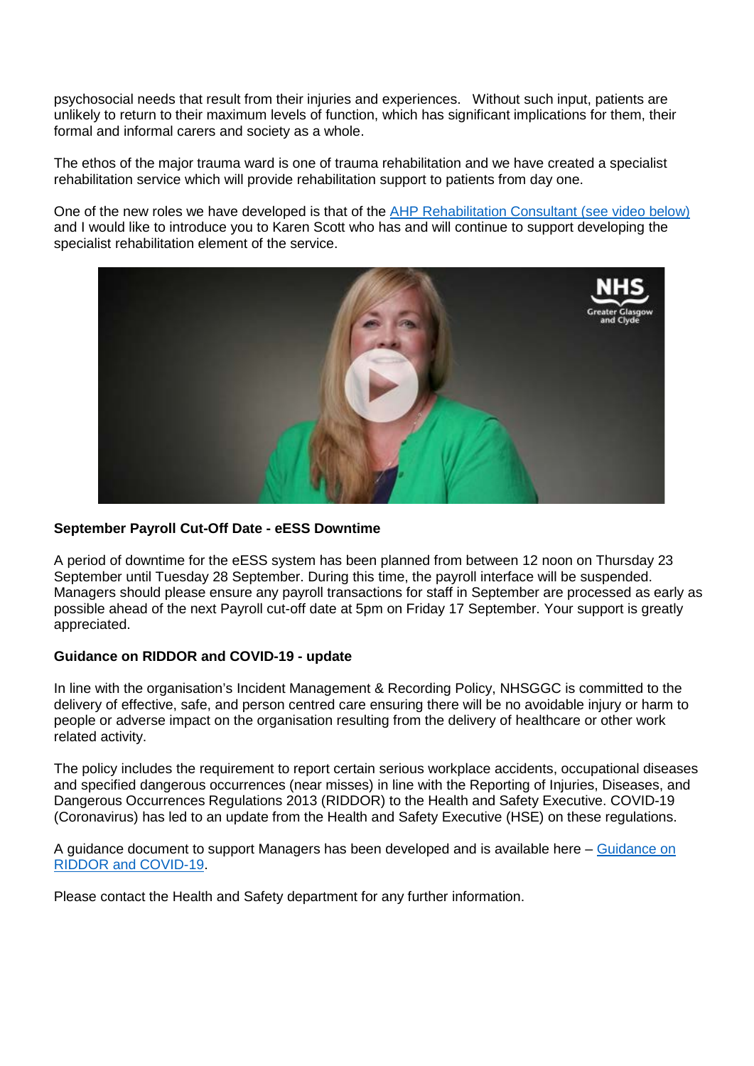psychosocial needs that result from their injuries and experiences. Without such input, patients are unlikely to return to their maximum levels of function, which has significant implications for them, their formal and informal carers and society as a whole.

The ethos of the major trauma ward is one of trauma rehabilitation and we have created a specialist rehabilitation service which will provide rehabilitation support to patients from day one.

One of the new roles we have developed is that of the AHP Rehabilitation Consultant (see video below) and I would like to introduce you to Karen Scott who has and will continue to support developing the specialist rehabilitation element of the service.

**September Payroll Cut-Off Date - eESS Downtime**

A period of downtime for the eESS system has been planned from between 12 noon on Thursday 23 September until Tuesday 28 September. During this time, the payroll interface will be suspended. Managers should please ensure any payroll transactions for staff in September are processed as early as possible ahead of the next Payroll cut-off date at 5pm on Friday 17 September. Your support is greatly appreciated.

**Guidance on RIDDOR and COVID-19 - update**

In line with the organisation's Incident Management & Recording Policy, NHSGGC is committed to the delivery of effective, safe, and person centred care ensuring there will be no avoidable injury or harm to people or adverse impact on the organisation resulting from the delivery of healthcare or other work related activity.

The policy includes the requirement to report certain serious workplace accidents, occupational diseases and specified dangerous occurrences (near misses) in line with the Reporting of Injuries, Diseases, and Dangerous Occurrences Regulations 2013 (RIDDOR) to the Health and Safety Executive. COVID-19 (Coronavirus) has led to an update from the Health and Safety Executive (HSE) on these regulations.

A guidance document to support Managers has been developed and is available here – Guidance on RIDDOR and COVID-19.

Please contact the Health and Safety department for any further information.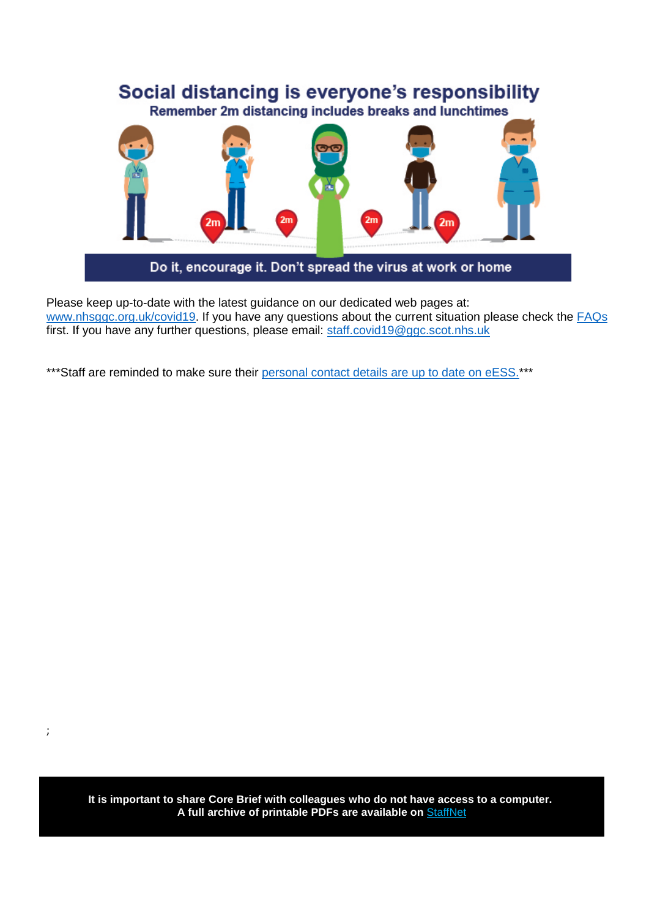# Social distancing is everyone's responsibility

**Remember 2m distancing includes breaks and lunchtimes**

2m 2m 2m 2m

**Do it, encourage it. Don't spread the virus at work or home**

Please keep up-to-date with the latest guidance on our dedicated web pages at: www.nhsggc.org.uk/covid19. If you have any questions about the current situation please check the FAQs first. If you have any further questions, please email: staff.covid19@ggc.scot.nhs.uk

***Staff are reminded to make sure their personal contact details are up to date on eESS.***

;

**It is important to share Core Brief with colleagues who do not have access to a computer.**
**A full archive of printable PDFs are available on StaffNet**